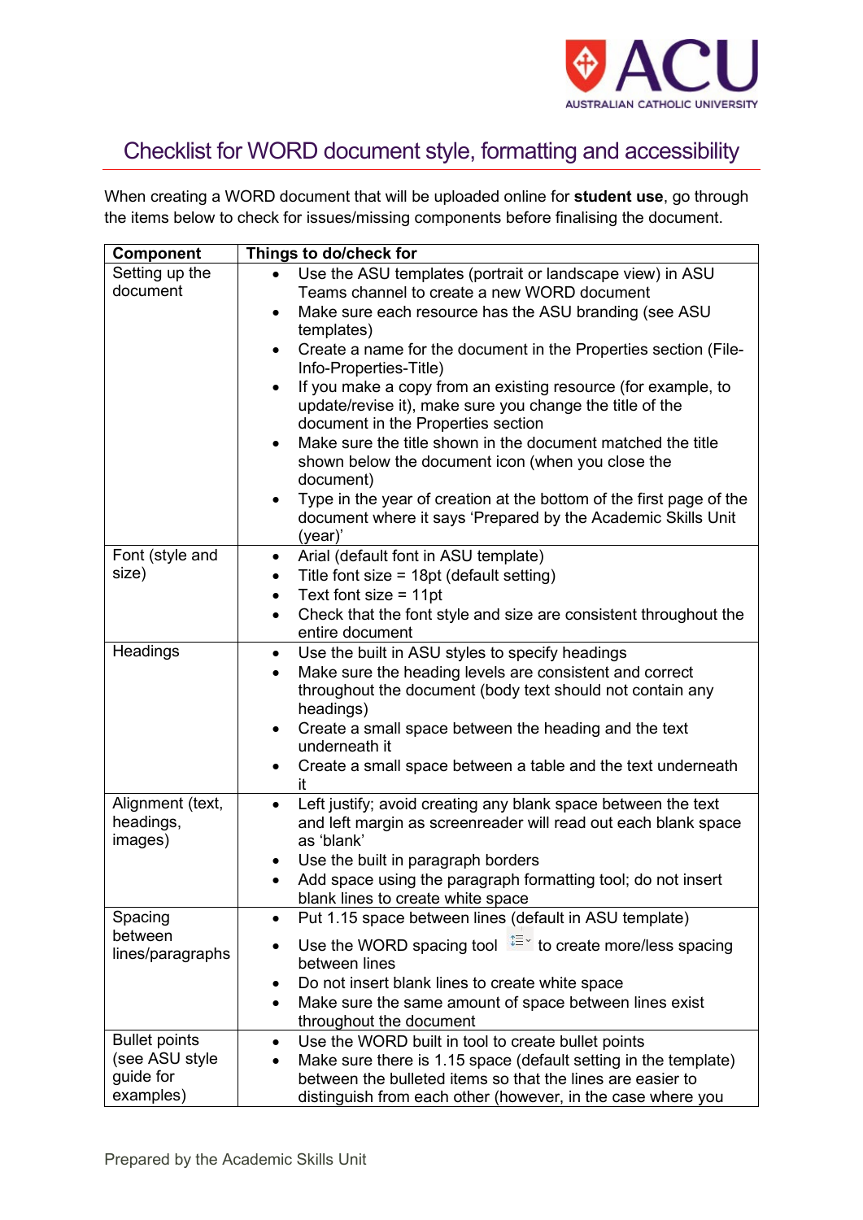# Checklist for WORD document style, formatting and accessibility

When creating a WORD document that will be uploaded online for **student use**, go through the items below to check for issues/missing components before finalising the document.

| Component | Things to do/check for |
|---|---|
| Setting up the document | • Use the ASU templates (portrait or landscape view) in ASU Teams channel to create a new WORD document<br>• Make sure each resource has the ASU branding (see ASU templates)<br>• Create a name for the document in the Properties section (File-Info-Properties-Title)<br>• If you make a copy from an existing resource (for example, to update/revise it), make sure you change the title of the document in the Properties section<br>• Make sure the title shown in the document matched the title shown below the document icon (when you close the document)<br>• Type in the year of creation at the bottom of the first page of the document where it says 'Prepared by the Academic Skills Unit (year)' |
| Font (style and size) | • Arial (default font in ASU template)<br>• Title font size = 18pt (default setting)<br>• Text font size = 11pt<br>• Check that the font style and size are consistent throughout the entire document |
| Headings | • Use the built in ASU styles to specify headings<br>• Make sure the heading levels are consistent and correct throughout the document (body text should not contain any headings)<br>• Create a small space between the heading and the text underneath it<br>• Create a small space between a table and the text underneath it |
| Alignment (text, headings, images) | • Left justify; avoid creating any blank space between the text and left margin as screenreader will read out each blank space as 'blank'<br>• Use the built in paragraph borders<br>• Add space using the paragraph formatting tool; do not insert blank lines to create white space |
| Spacing between lines/paragraphs | • Put 1.15 space between lines (default in ASU template)<br>• Use the WORD spacing tool to create more/less spacing between lines<br>• Do not insert blank lines to create white space<br>• Make sure the same amount of space between lines exist throughout the document |
| Bullet points (see ASU style guide for examples) | • Use the WORD built in tool to create bullet points<br>• Make sure there is 1.15 space (default setting in the template) between the bulleted items so that the lines are easier to distinguish from each other (however, in the case where you |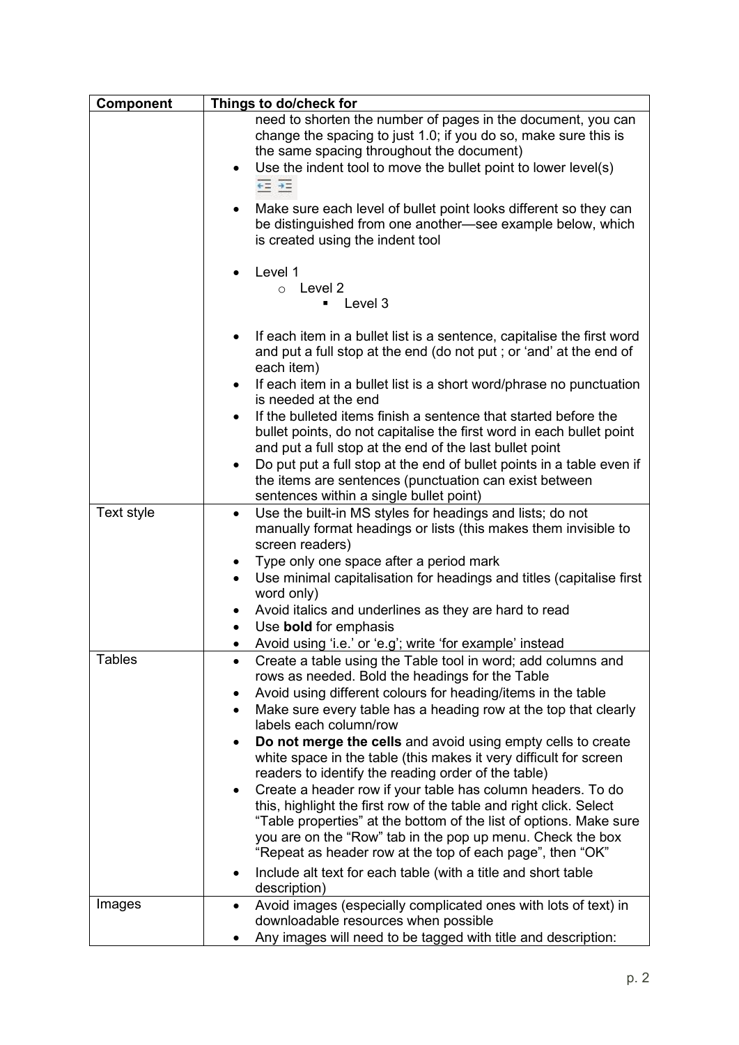| Component | Things to do/check for |
| --- | --- |
| | need to shorten the number of pages in the document, you can change the spacing to just 1.0; if you do so, make sure this is the same spacing throughout the document)<br>• Use the indent tool to move the bullet point to lower level(s)<br>• Make sure each level of bullet point looks different so they can be distinguished from one another—see example below, which is created using the indent tool<br><br>• Level 1<br>o Level 2<br>▪ Level 3<br><br>• If each item in a bullet list is a sentence, capitalise the first word and put a full stop at the end (do not put ; or 'and' at the end of each item)<br>• If each item in a bullet list is a short word/phrase no punctuation is needed at the end<br>• If the bulleted items finish a sentence that started before the bullet points, do not capitalise the first word in each bullet point and put a full stop at the end of the last bullet point<br>• Do put put a full stop at the end of bullet points in a table even if the items are sentences (punctuation can exist between sentences within a single bullet point) |
| Text style | • Use the built-in MS styles for headings and lists; do not manually format headings or lists (this makes them invisible to screen readers)<br>• Type only one space after a period mark<br>• Use minimal capitalisation for headings and titles (capitalise first word only)<br>• Avoid italics and underlines as they are hard to read<br>• Use **bold** for emphasis<br>• Avoid using 'i.e.' or 'e.g'; write 'for example' instead |
| Tables | • Create a table using the Table tool in word; add columns and rows as needed. Bold the headings for the Table<br>• Avoid using different colours for heading/items in the table<br>• Make sure every table has a heading row at the top that clearly labels each column/row<br>• **Do not merge the cells** and avoid using empty cells to create white space in the table (this makes it very difficult for screen readers to identify the reading order of the table)<br>• Create a header row if your table has column headers. To do this, highlight the first row of the table and right click. Select "Table properties" at the bottom of the list of options. Make sure you are on the "Row" tab in the pop up menu. Check the box "Repeat as header row at the top of each page", then "OK"<br>• Include alt text for each table (with a title and short table description) |
| Images | • Avoid images (especially complicated ones with lots of text) in downloadable resources when possible<br>• Any images will need to be tagged with title and description: |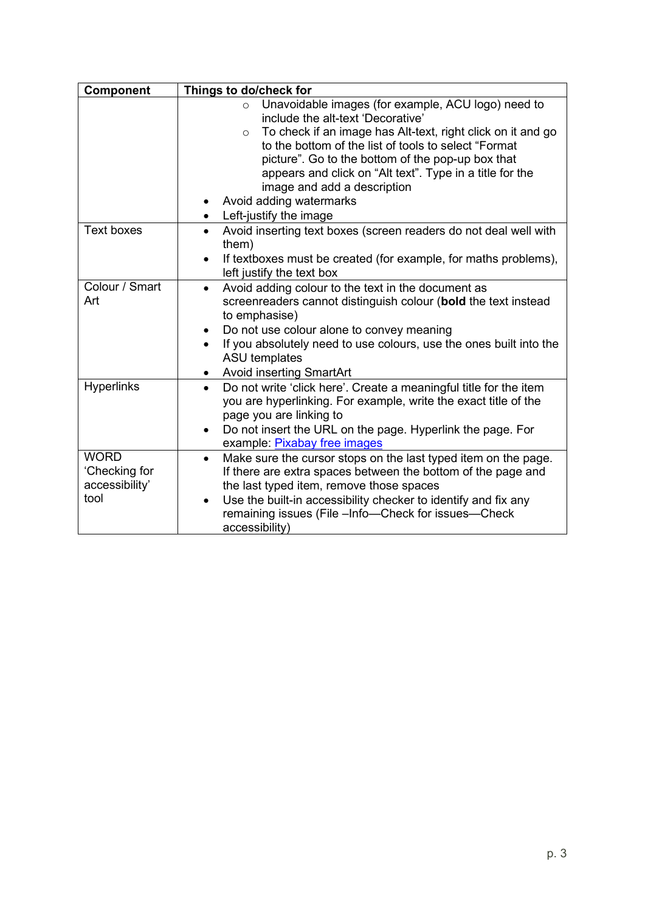| Component | Things to do/check for |
| --- | --- |
| | ◦ Unavoidable images (for example, ACU logo) need to include the alt-text 'Decorative'<br>◦ To check if an image has Alt-text, right click on it and go to the bottom of the list of tools to select "Format picture". Go to the bottom of the pop-up box that appears and click on "Alt text". Type in a title for the image and add a description<br>• Avoid adding watermarks<br>• Left-justify the image |
| Text boxes | • Avoid inserting text boxes (screen readers do not deal well with them)<br>• If textboxes must be created (for example, for maths problems), left justify the text box |
| Colour / Smart Art | • Avoid adding colour to the text in the document as screenreaders cannot distinguish colour (**bold** the text instead to emphasise)<br>• Do not use colour alone to convey meaning<br>• If you absolutely need to use colours, use the ones built into the ASU templates<br>• Avoid inserting SmartArt |
| Hyperlinks | • Do not write 'click here'. Create a meaningful title for the item you are hyperlinking. For example, write the exact title of the page you are linking to<br>• Do not insert the URL on the page. Hyperlink the page. For example: Pixabay free images |
| WORD 'Checking for accessibility' tool | • Make sure the cursor stops on the last typed item on the page. If there are extra spaces between the bottom of the page and the last typed item, remove those spaces<br>• Use the built-in accessibility checker to identify and fix any remaining issues (File –Info—Check for issues—Check accessibility) |